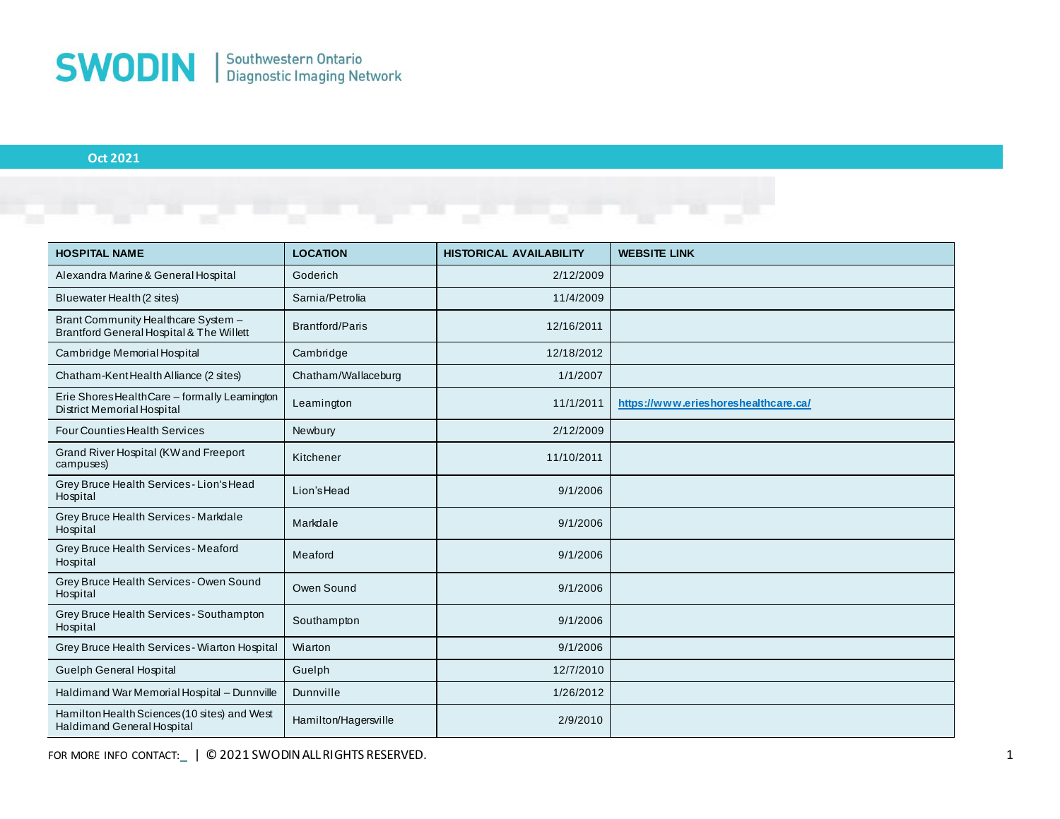# SWODIN | Southwestern Ontario Diagnostic Imaging Network

**Oct 2021**

| HOSPITAL NAME | LOCATION | HISTORICAL AVAILABILITY | WEBSITE LINK |
|---|---|---|---|
| Alexandra Marine & General Hospital | Goderich | 2/12/2009 | |
| Bluewater Health (2 sites) | Sarnia/Petrolia | 11/4/2009 | |
| Brant Community Healthcare System – Brantford General Hospital & The Willett | Brantford/Paris | 12/16/2011 | |
| Cambridge Memorial Hospital | Cambridge | 12/18/2012 | |
| Chatham-Kent Health Alliance (2 sites) | Chatham/Wallaceburg | 1/1/2007 | |
| Erie Shores HealthCare – formally Leamington District Memorial Hospital | Leamington | 11/1/2011 | https://www.erieshoreshealthcare.ca/ |
| Four Counties Health Services | Newbury | 2/12/2009 | |
| Grand River Hospital (KW and Freeport campuses) | Kitchener | 11/10/2011 | |
| Grey Bruce Health Services - Lion's Head Hospital | Lion's Head | 9/1/2006 | |
| Grey Bruce Health Services - Markdale Hospital | Markdale | 9/1/2006 | |
| Grey Bruce Health Services - Meaford Hospital | Meaford | 9/1/2006 | |
| Grey Bruce Health Services - Owen Sound Hospital | Owen Sound | 9/1/2006 | |
| Grey Bruce Health Services - Southampton Hospital | Southampton | 9/1/2006 | |
| Grey Bruce Health Services - Wiarton Hospital | Wiarton | 9/1/2006 | |
| Guelph General Hospital | Guelph | 12/7/2010 | |
| Haldimand War Memorial Hospital – Dunnville | Dunnville | 1/26/2012 | |
| Hamilton Health Sciences (10 sites) and West Haldimand General Hospital | Hamilton/Hagersville | 2/9/2010 | |

FOR MORE INFO CONTACT: _ | © 2021 SWODIN ALL RIGHTS RESERVED.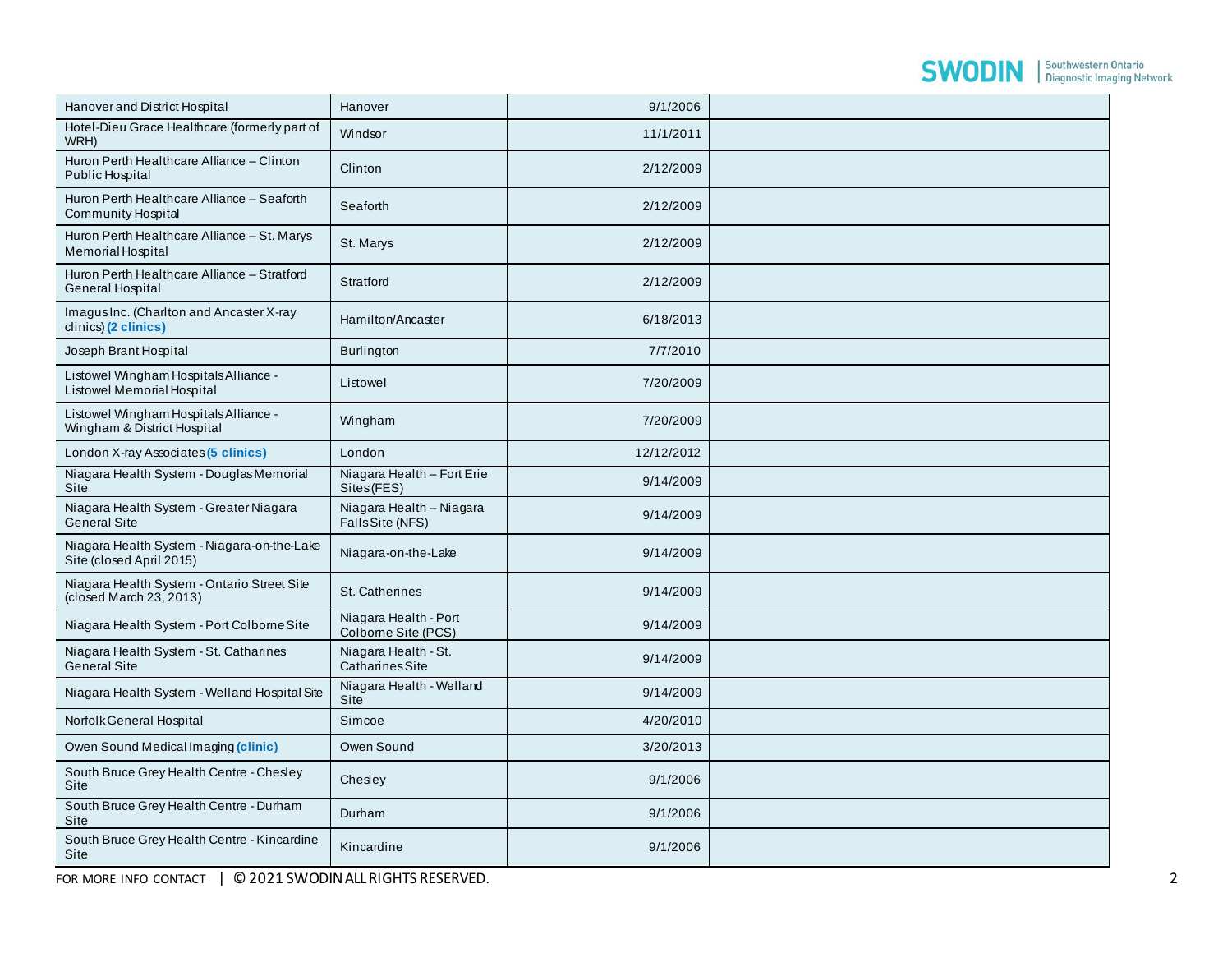| | | | |
|---|---|---|---|
| Hanover and District Hospital | Hanover | 9/1/2006 | |
| Hotel-Dieu Grace Healthcare (formerly part of WRH) | Windsor | 11/1/2011 | |
| Huron Perth Healthcare Alliance – Clinton Public Hospital | Clinton | 2/12/2009 | |
| Huron Perth Healthcare Alliance – Seaforth Community Hospital | Seaforth | 2/12/2009 | |
| Huron Perth Healthcare Alliance – St. Marys Memorial Hospital | St. Marys | 2/12/2009 | |
| Huron Perth Healthcare Alliance – Stratford General Hospital | Stratford | 2/12/2009 | |
| Imagus Inc. (Charlton and Ancaster X-ray clinics) **(2 clinics)** | Hamilton/Ancaster | 6/18/2013 | |
| Joseph Brant Hospital | Burlington | 7/7/2010 | |
| Listowel Wingham Hospitals Alliance - Listowel Memorial Hospital | Listowel | 7/20/2009 | |
| Listowel Wingham Hospitals Alliance - Wingham & District Hospital | Wingham | 7/20/2009 | |
| London X-ray Associates **(5 clinics)** | London | 12/12/2012 | |
| Niagara Health System - Douglas Memorial Site | Niagara Health – Fort Erie Sites (FES) | 9/14/2009 | |
| Niagara Health System - Greater Niagara General Site | Niagara Health – Niagara Falls Site (NFS) | 9/14/2009 | |
| Niagara Health System - Niagara-on-the-Lake Site (closed April 2015) | Niagara-on-the-Lake | 9/14/2009 | |
| Niagara Health System - Ontario Street Site (closed March 23, 2013) | St. Catherines | 9/14/2009 | |
| Niagara Health System - Port Colborne Site | Niagara Health - Port Colborne Site (PCS) | 9/14/2009 | |
| Niagara Health System - St. Catharines General Site | Niagara Health - St. Catharines Site | 9/14/2009 | |
| Niagara Health System - Welland Hospital Site | Niagara Health - Welland Site | 9/14/2009 | |
| Norfolk General Hospital | Simcoe | 4/20/2010 | |
| Owen Sound Medical Imaging **(clinic)** | Owen Sound | 3/20/2013 | |
| South Bruce Grey Health Centre - Chesley Site | Chesley | 9/1/2006 | |
| South Bruce Grey Health Centre - Durham Site | Durham | 9/1/2006 | |
| South Bruce Grey Health Centre - Kincardine Site | Kincardine | 9/1/2006 | |

FOR MORE INFO CONTACT | © 2021 SWODIN ALL RIGHTS RESERVED.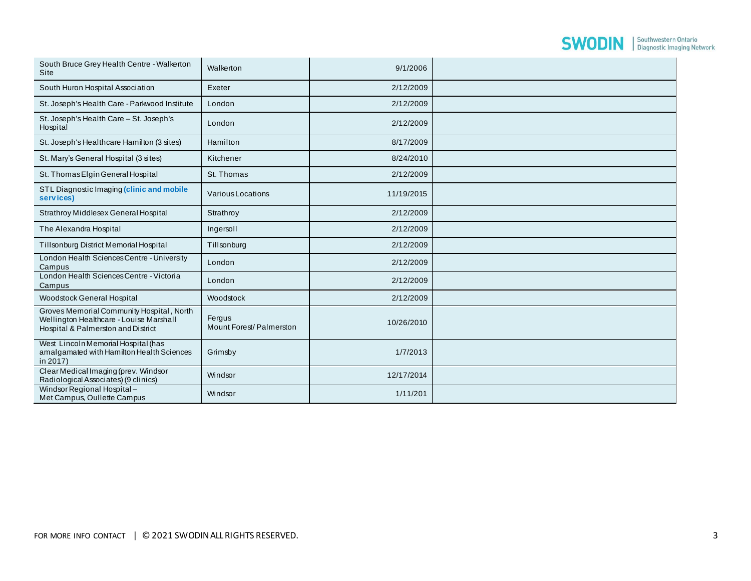| | | | |
|---|---|---|---|
| South Bruce Grey Health Centre - Walkerton Site | Walkerton | 9/1/2006 | |
| South Huron Hospital Association | Exeter | 2/12/2009 | |
| St. Joseph's Health Care - Parkwood Institute | London | 2/12/2009 | |
| St. Joseph's Health Care – St. Joseph's Hospital | London | 2/12/2009 | |
| St. Joseph's Healthcare Hamilton (3 sites) | Hamilton | 8/17/2009 | |
| St. Mary's General Hospital (3 sites) | Kitchener | 8/24/2010 | |
| St. Thomas Elgin General Hospital | St. Thomas | 2/12/2009 | |
| STL Diagnostic Imaging **(clinic and mobile services)** | Various Locations | 11/19/2015 | |
| Strathroy Middlesex General Hospital | Strathroy | 2/12/2009 | |
| The Alexandra Hospital | Ingersoll | 2/12/2009 | |
| Tillsonburg District Memorial Hospital | Tillsonburg | 2/12/2009 | |
| London Health Sciences Centre - University Campus | London | 2/12/2009 | |
| London Health Sciences Centre - Victoria Campus | London | 2/12/2009 | |
| Woodstock General Hospital | Woodstock | 2/12/2009 | |
| Groves Memorial Community Hospital , North Wellington Healthcare - Louise Marshall Hospital & Palmerston and District | Fergus Mount Forest/ Palmerston | 10/26/2010 | |
| West Lincoln Memorial Hospital (has amalgamated with Hamilton Health Sciences in 2017) | Grimsby | 1/7/2013 | |
| Clear Medical Imaging (prev. Windsor Radiological Associates) (9 clinics) | Windsor | 12/17/2014 | |
| Windsor Regional Hospital – Met Campus, Oullette Campus | Windsor | 1/11/201 | |

FOR MORE INFO CONTACT | © 2021 SWODIN ALL RIGHTS RESERVED.